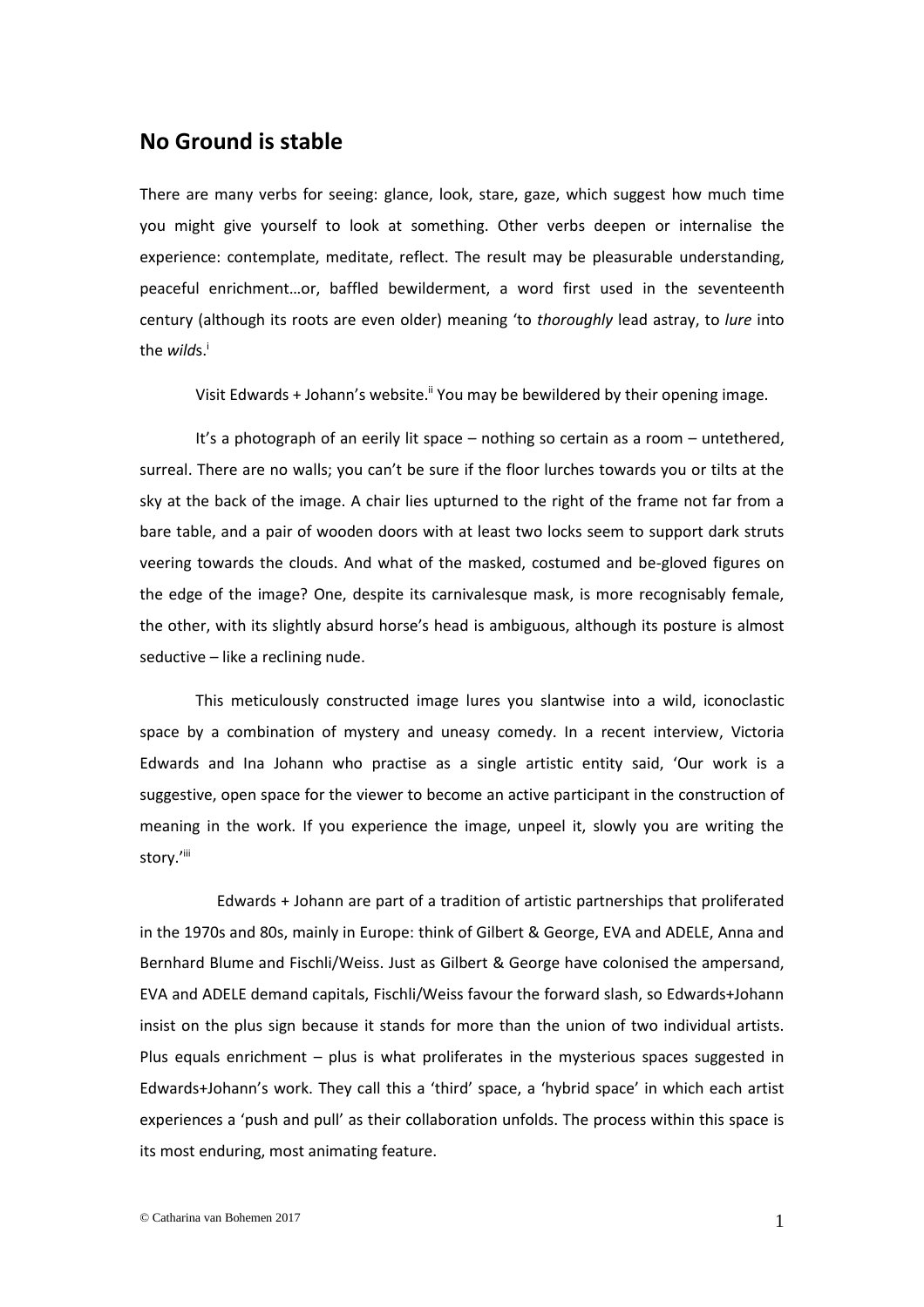## No Ground is stable

There are many verbs for seeing: glance, look, stare, gaze, which suggest how much time you might give yourself to look at something. Other verbs deepen or internalise the experience: contemplate, meditate, reflect. The result may be pleasurable understanding, peaceful enrichment…or, baffled bewilderment, a word first used in the seventeenth century (although its roots are even older) meaning 'to *thoroughly* lead astray, to *lure* into the *wild*s.[i]

Visit Edwards + Johann's website.[ii] You may be bewildered by their opening image.

It's a photograph of an eerily lit space – nothing so certain as a room – untethered, surreal. There are no walls; you can't be sure if the floor lurches towards you or tilts at the sky at the back of the image. A chair lies upturned to the right of the frame not far from a bare table, and a pair of wooden doors with at least two locks seem to support dark struts veering towards the clouds. And what of the masked, costumed and be-gloved figures on the edge of the image? One, despite its carnivalesque mask, is more recognisably female, the other, with its slightly absurd horse's head is ambiguous, although its posture is almost seductive – like a reclining nude.

This meticulously constructed image lures you slantwise into a wild, iconoclastic space by a combination of mystery and uneasy comedy. In a recent interview, Victoria Edwards and Ina Johann who practise as a single artistic entity said, 'Our work is a suggestive, open space for the viewer to become an active participant in the construction of meaning in the work. If you experience the image, unpeel it, slowly you are writing the story.'[iii]

Edwards + Johann are part of a tradition of artistic partnerships that proliferated in the 1970s and 80s, mainly in Europe: think of Gilbert & George, EVA and ADELE, Anna and Bernhard Blume and Fischli/Weiss. Just as Gilbert & George have colonised the ampersand, EVA and ADELE demand capitals, Fischli/Weiss favour the forward slash, so Edwards+Johann insist on the plus sign because it stands for more than the union of two individual artists. Plus equals enrichment – plus is what proliferates in the mysterious spaces suggested in Edwards+Johann's work. They call this a 'third' space, a 'hybrid space' in which each artist experiences a 'push and pull' as their collaboration unfolds. The process within this space is its most enduring, most animating feature.

© Catharina van Bohemen 2017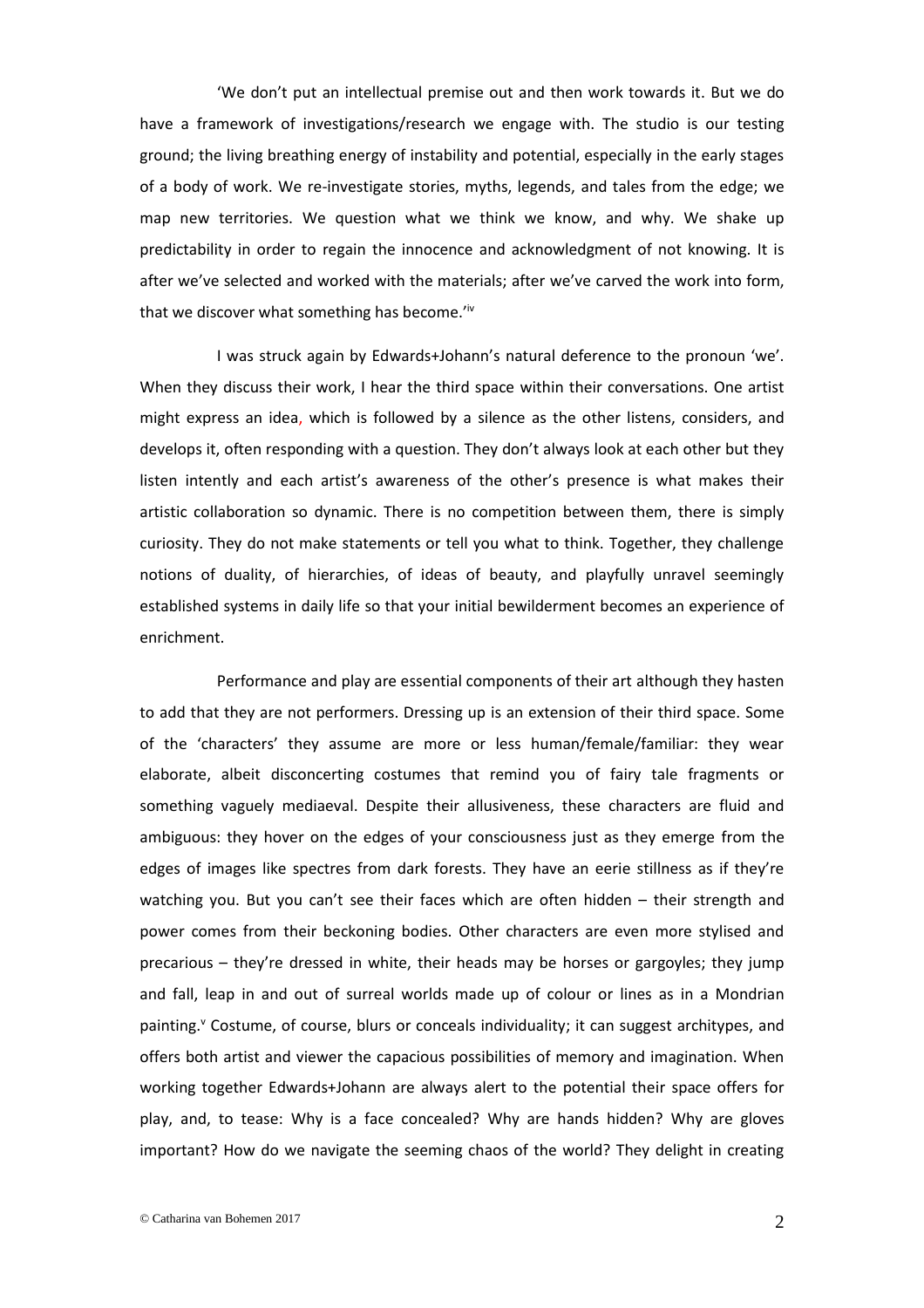'We don't put an intellectual premise out and then work towards it. But we do have a framework of investigations/research we engage with. The studio is our testing ground; the living breathing energy of instability and potential, especially in the early stages of a body of work. We re-investigate stories, myths, legends, and tales from the edge; we map new territories. We question what we think we know, and why. We shake up predictability in order to regain the innocence and acknowledgment of not knowing. It is after we've selected and worked with the materials; after we've carved the work into form, that we discover what something has become.'[iv]

I was struck again by Edwards+Johann's natural deference to the pronoun 'we'. When they discuss their work, I hear the third space within their conversations. One artist might express an idea, which is followed by a silence as the other listens, considers, and develops it, often responding with a question. They don't always look at each other but they listen intently and each artist's awareness of the other's presence is what makes their artistic collaboration so dynamic. There is no competition between them, there is simply curiosity. They do not make statements or tell you what to think. Together, they challenge notions of duality, of hierarchies, of ideas of beauty, and playfully unravel seemingly established systems in daily life so that your initial bewilderment becomes an experience of enrichment.

Performance and play are essential components of their art although they hasten to add that they are not performers. Dressing up is an extension of their third space. Some of the 'characters' they assume are more or less human/female/familiar: they wear elaborate, albeit disconcerting costumes that remind you of fairy tale fragments or something vaguely mediaeval. Despite their allusiveness, these characters are fluid and ambiguous: they hover on the edges of your consciousness just as they emerge from the edges of images like spectres from dark forests. They have an eerie stillness as if they're watching you. But you can't see their faces which are often hidden – their strength and power comes from their beckoning bodies. Other characters are even more stylised and precarious – they're dressed in white, their heads may be horses or gargoyles; they jump and fall, leap in and out of surreal worlds made up of colour or lines as in a Mondrian painting.[v] Costume, of course, blurs or conceals individuality; it can suggest architypes, and offers both artist and viewer the capacious possibilities of memory and imagination. When working together Edwards+Johann are always alert to the potential their space offers for play, and, to tease: Why is a face concealed? Why are hands hidden? Why are gloves important? How do we navigate the seeming chaos of the world? They delight in creating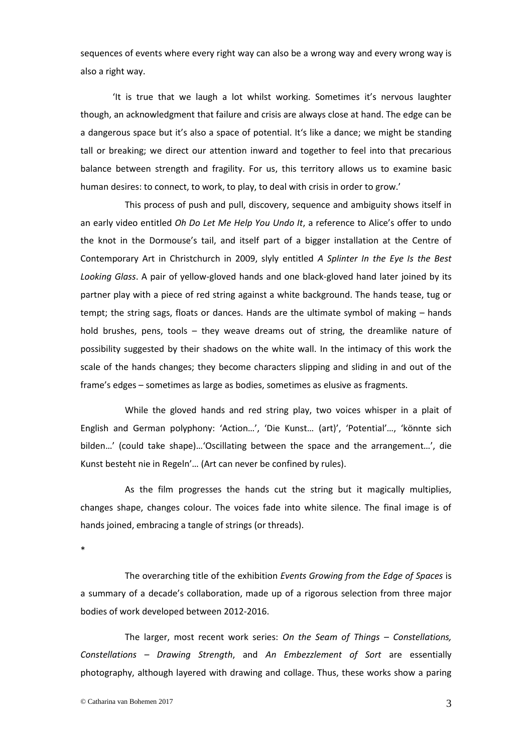sequences of events where every right way can also be a wrong way and every wrong way is also a right way.

'It is true that we laugh a lot whilst working. Sometimes it's nervous laughter though, an acknowledgment that failure and crisis are always close at hand. The edge can be a dangerous space but it's also a space of potential. It's like a dance; we might be standing tall or breaking; we direct our attention inward and together to feel into that precarious balance between strength and fragility. For us, this territory allows us to examine basic human desires: to connect, to work, to play, to deal with crisis in order to grow.'

This process of push and pull, discovery, sequence and ambiguity shows itself in an early video entitled *Oh Do Let Me Help You Undo It*, a reference to Alice's offer to undo the knot in the Dormouse's tail, and itself part of a bigger installation at the Centre of Contemporary Art in Christchurch in 2009, slyly entitled *A Splinter In the Eye Is the Best Looking Glass*. A pair of yellow-gloved hands and one black-gloved hand later joined by its partner play with a piece of red string against a white background. The hands tease, tug or tempt; the string sags, floats or dances. Hands are the ultimate symbol of making – hands hold brushes, pens, tools – they weave dreams out of string, the dreamlike nature of possibility suggested by their shadows on the white wall. In the intimacy of this work the scale of the hands changes; they become characters slipping and sliding in and out of the frame's edges – sometimes as large as bodies, sometimes as elusive as fragments.

While the gloved hands and red string play, two voices whisper in a plait of English and German polyphony: 'Action…', 'Die Kunst… (art)', 'Potential'…, 'könnte sich bilden…' (could take shape)…'Oscillating between the space and the arrangement…', die Kunst besteht nie in Regeln'… (Art can never be confined by rules).

As the film progresses the hands cut the string but it magically multiplies, changes shape, changes colour. The voices fade into white silence. The final image is of hands joined, embracing a tangle of strings (or threads).

*

The overarching title of the exhibition *Events Growing from the Edge of Spaces* is a summary of a decade's collaboration, made up of a rigorous selection from three major bodies of work developed between 2012-2016.

The larger, most recent work series: *On the Seam of Things – Constellations, Constellations – Drawing Strength*, and *An Embezzlement of Sort* are essentially photography, although layered with drawing and collage. Thus, these works show a paring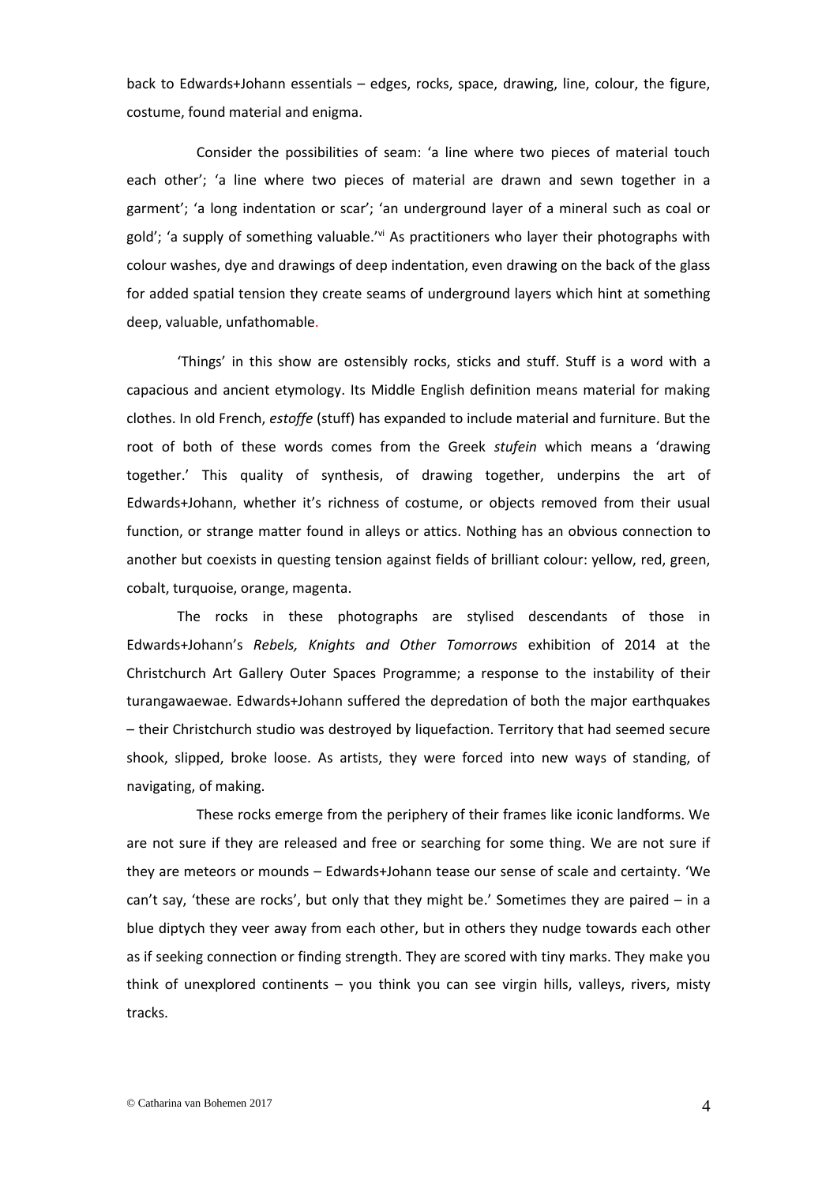back to Edwards+Johann essentials – edges, rocks, space, drawing, line, colour, the figure, costume, found material and enigma.

Consider the possibilities of seam: 'a line where two pieces of material touch each other'; 'a line where two pieces of material are drawn and sewn together in a garment'; 'a long indentation or scar'; 'an underground layer of a mineral such as coal or gold'; 'a supply of something valuable.'[vi] As practitioners who layer their photographs with colour washes, dye and drawings of deep indentation, even drawing on the back of the glass for added spatial tension they create seams of underground layers which hint at something deep, valuable, unfathomable.

'Things' in this show are ostensibly rocks, sticks and stuff. Stuff is a word with a capacious and ancient etymology. Its Middle English definition means material for making clothes. In old French, *estoffe* (stuff) has expanded to include material and furniture. But the root of both of these words comes from the Greek *stufein* which means a 'drawing together.' This quality of synthesis, of drawing together, underpins the art of Edwards+Johann, whether it's richness of costume, or objects removed from their usual function, or strange matter found in alleys or attics. Nothing has an obvious connection to another but coexists in questing tension against fields of brilliant colour: yellow, red, green, cobalt, turquoise, orange, magenta.

The rocks in these photographs are stylised descendants of those in Edwards+Johann's *Rebels, Knights and Other Tomorrows* exhibition of 2014 at the Christchurch Art Gallery Outer Spaces Programme; a response to the instability of their turangawaewae. Edwards+Johann suffered the depredation of both the major earthquakes – their Christchurch studio was destroyed by liquefaction. Territory that had seemed secure shook, slipped, broke loose. As artists, they were forced into new ways of standing, of navigating, of making.

These rocks emerge from the periphery of their frames like iconic landforms. We are not sure if they are released and free or searching for some thing. We are not sure if they are meteors or mounds – Edwards+Johann tease our sense of scale and certainty. 'We can't say, 'these are rocks', but only that they might be.' Sometimes they are paired – in a blue diptych they veer away from each other, but in others they nudge towards each other as if seeking connection or finding strength. They are scored with tiny marks. They make you think of unexplored continents – you think you can see virgin hills, valleys, rivers, misty tracks.

© Catharina van Bohemen 2017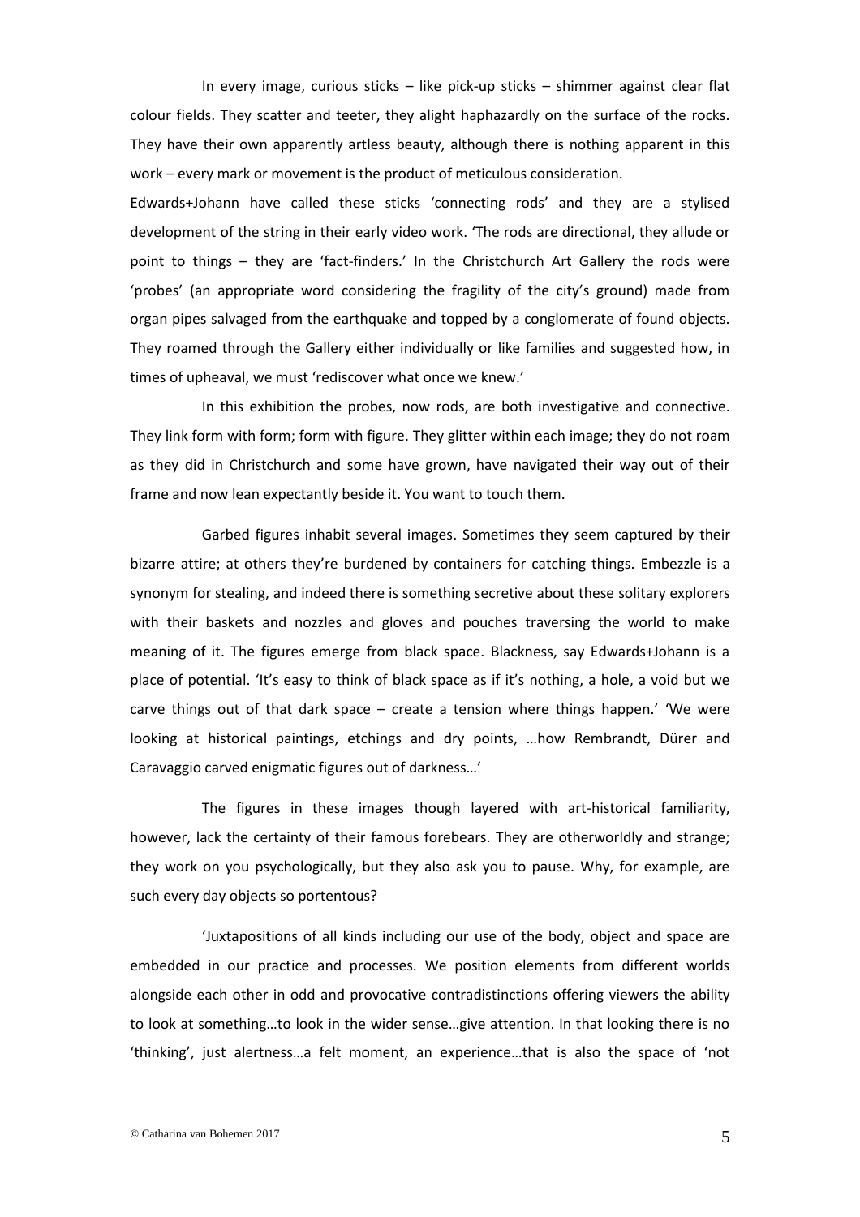In every image, curious sticks – like pick-up sticks – shimmer against clear flat colour fields. They scatter and teeter, they alight haphazardly on the surface of the rocks. They have their own apparently artless beauty, although there is nothing apparent in this work – every mark or movement is the product of meticulous consideration.

Edwards+Johann have called these sticks 'connecting rods' and they are a stylised development of the string in their early video work. 'The rods are directional, they allude or point to things – they are 'fact-finders.' In the Christchurch Art Gallery the rods were 'probes' (an appropriate word considering the fragility of the city's ground) made from organ pipes salvaged from the earthquake and topped by a conglomerate of found objects. They roamed through the Gallery either individually or like families and suggested how, in times of upheaval, we must 'rediscover what once we knew.'

In this exhibition the probes, now rods, are both investigative and connective. They link form with form; form with figure. They glitter within each image; they do not roam as they did in Christchurch and some have grown, have navigated their way out of their frame and now lean expectantly beside it. You want to touch them.

Garbed figures inhabit several images. Sometimes they seem captured by their bizarre attire; at others they're burdened by containers for catching things. Embezzle is a synonym for stealing, and indeed there is something secretive about these solitary explorers with their baskets and nozzles and gloves and pouches traversing the world to make meaning of it. The figures emerge from black space. Blackness, say Edwards+Johann is a place of potential. 'It's easy to think of black space as if it's nothing, a hole, a void but we carve things out of that dark space – create a tension where things happen.' 'We were looking at historical paintings, etchings and dry points, …how Rembrandt, Dürer and Caravaggio carved enigmatic figures out of darkness…'

The figures in these images though layered with art-historical familiarity, however, lack the certainty of their famous forebears. They are otherworldly and strange; they work on you psychologically, but they also ask you to pause. Why, for example, are such every day objects so portentous?

'Juxtapositions of all kinds including our use of the body, object and space are embedded in our practice and processes. We position elements from different worlds alongside each other in odd and provocative contradistinctions offering viewers the ability to look at something…to look in the wider sense…give attention. In that looking there is no 'thinking', just alertness…a felt moment, an experience…that is also the space of 'not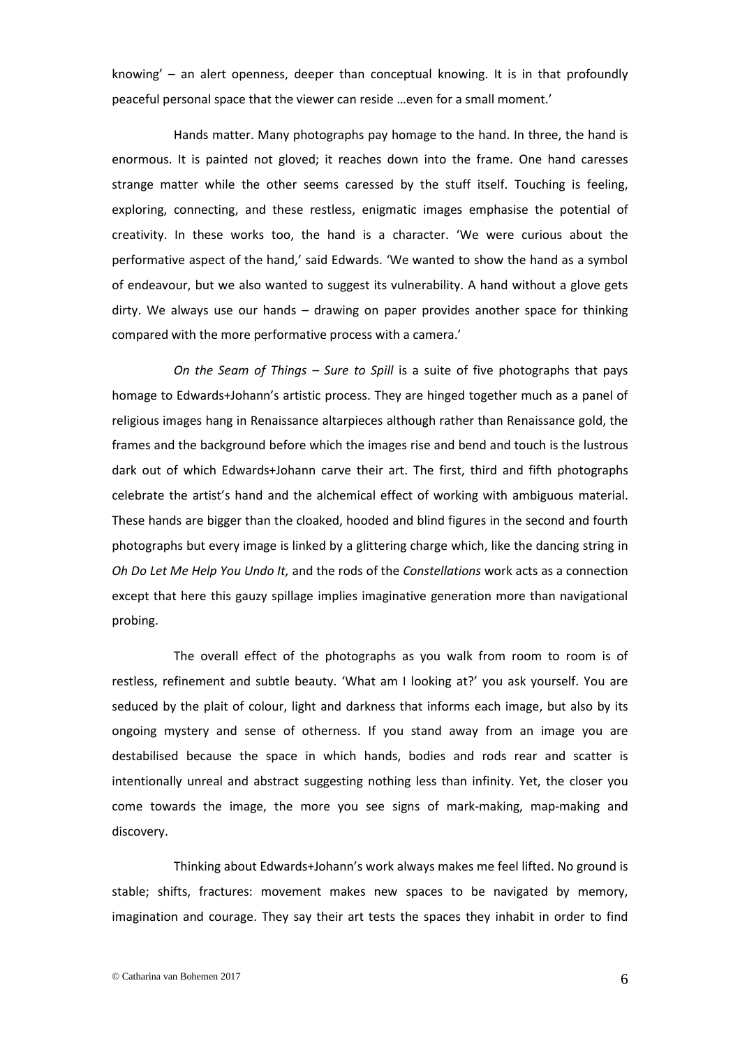knowing' – an alert openness, deeper than conceptual knowing. It is in that profoundly peaceful personal space that the viewer can reside …even for a small moment.'

Hands matter. Many photographs pay homage to the hand. In three, the hand is enormous. It is painted not gloved; it reaches down into the frame. One hand caresses strange matter while the other seems caressed by the stuff itself. Touching is feeling, exploring, connecting, and these restless, enigmatic images emphasise the potential of creativity. In these works too, the hand is a character. 'We were curious about the performative aspect of the hand,' said Edwards. 'We wanted to show the hand as a symbol of endeavour, but we also wanted to suggest its vulnerability. A hand without a glove gets dirty. We always use our hands – drawing on paper provides another space for thinking compared with the more performative process with a camera.'

*On the Seam of Things – Sure to Spill* is a suite of five photographs that pays homage to Edwards+Johann's artistic process. They are hinged together much as a panel of religious images hang in Renaissance altarpieces although rather than Renaissance gold, the frames and the background before which the images rise and bend and touch is the lustrous dark out of which Edwards+Johann carve their art. The first, third and fifth photographs celebrate the artist's hand and the alchemical effect of working with ambiguous material. These hands are bigger than the cloaked, hooded and blind figures in the second and fourth photographs but every image is linked by a glittering charge which, like the dancing string in *Oh Do Let Me Help You Undo It,* and the rods of the *Constellations* work acts as a connection except that here this gauzy spillage implies imaginative generation more than navigational probing.

The overall effect of the photographs as you walk from room to room is of restless, refinement and subtle beauty. 'What am I looking at?' you ask yourself. You are seduced by the plait of colour, light and darkness that informs each image, but also by its ongoing mystery and sense of otherness. If you stand away from an image you are destabilised because the space in which hands, bodies and rods rear and scatter is intentionally unreal and abstract suggesting nothing less than infinity. Yet, the closer you come towards the image, the more you see signs of mark-making, map-making and discovery.

Thinking about Edwards+Johann's work always makes me feel lifted. No ground is stable; shifts, fractures: movement makes new spaces to be navigated by memory, imagination and courage. They say their art tests the spaces they inhabit in order to find

© Catharina van Bohemen 2017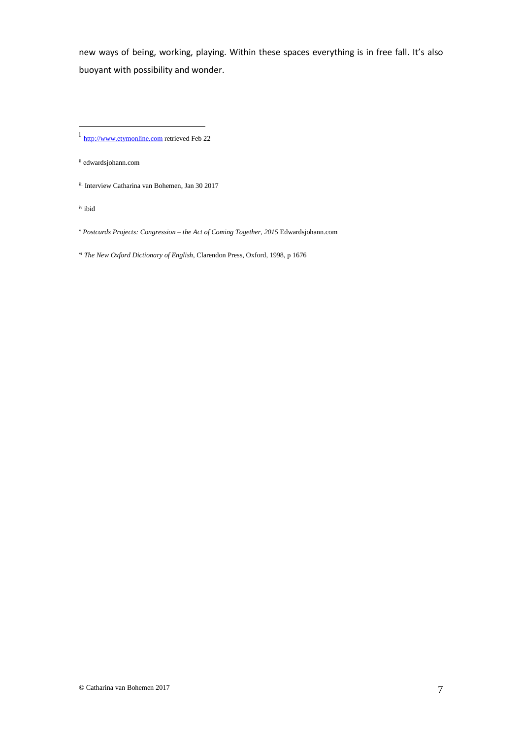new ways of being, working, playing. Within these spaces everything is in free fall. It's also buoyant with possibility and wonder.

---

[i] http://www.etymonline.com retrieved Feb 22

[ii] edwardsjohann.com

[iii] Interview Catharina van Bohemen, Jan 30 2017

[iv] ibid

[v] *Postcards Projects: Congression – the Act of Coming Together, 2015* Edwardsjohann.com

[vi] *The New Oxford Dictionary of English*, Clarendon Press, Oxford, 1998, p 1676

© Catharina van Bohemen 2017